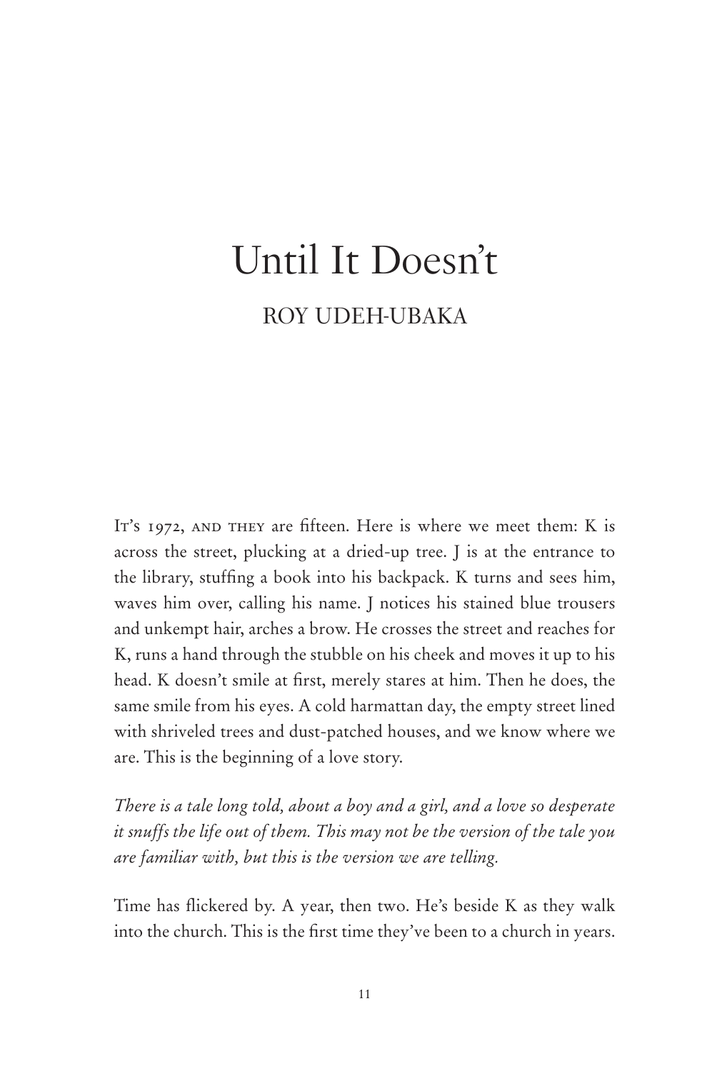# Until It Doesn't

## ROY UDEH-UBAKA

It's 1972, and they are fifteen. Here is where we meet them: K is across the street, plucking at a dried-up tree. J is at the entrance to the library, stuffing a book into his backpack. K turns and sees him, waves him over, calling his name. J notices his stained blue trousers and unkempt hair, arches a brow. He crosses the street and reaches for K, runs a hand through the stubble on his cheek and moves it up to his head. K doesn't smile at first, merely stares at him. Then he does, the same smile from his eyes. A cold harmattan day, the empty street lined with shriveled trees and dust-patched houses, and we know where we are. This is the beginning of a love story.

*There is a tale long told, about a boy and a girl, and a love so desperate it snuffs the life out of them. This may not be the version of the tale you are familiar with, but this is the version we are telling.*

Time has flickered by. A year, then two. He's beside K as they walk into the church. This is the first time they've been to a church in years.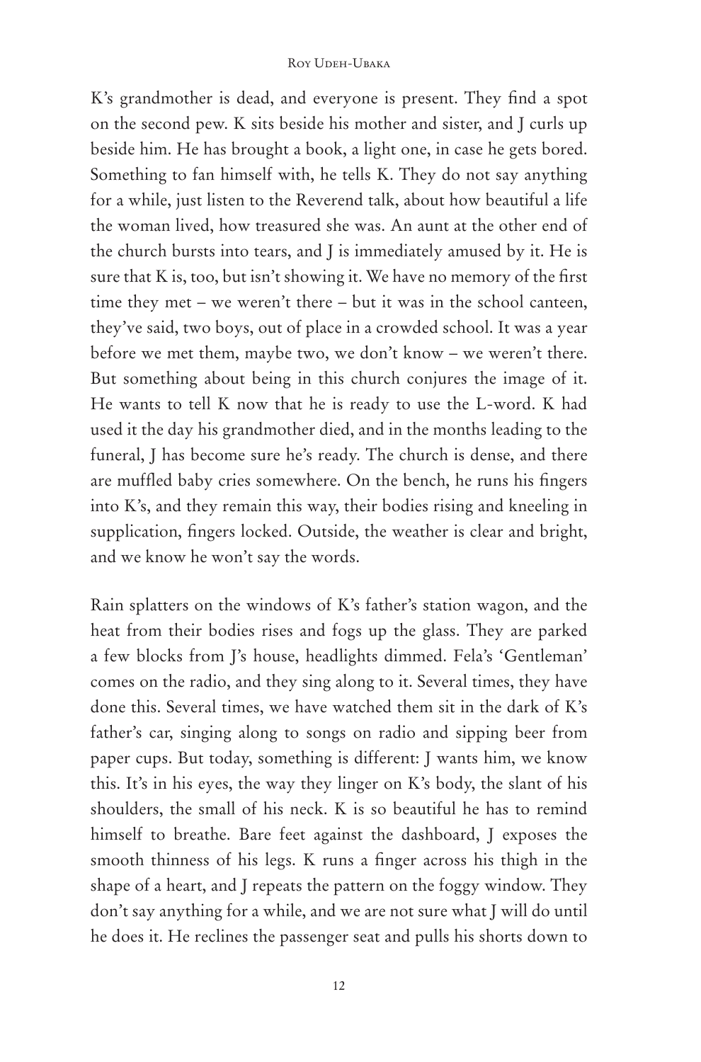K's grandmother is dead, and everyone is present. They find a spot on the second pew. K sits beside his mother and sister, and J curls up beside him. He has brought a book, a light one, in case he gets bored. Something to fan himself with, he tells K. They do not say anything for a while, just listen to the Reverend talk, about how beautiful a life the woman lived, how treasured she was. An aunt at the other end of the church bursts into tears, and J is immediately amused by it. He is sure that K is, too, but isn't showing it. We have no memory of the first time they met – we weren't there – but it was in the school canteen, they've said, two boys, out of place in a crowded school. It was a year before we met them, maybe two, we don't know – we weren't there. But something about being in this church conjures the image of it. He wants to tell K now that he is ready to use the L-word. K had used it the day his grandmother died, and in the months leading to the funeral, J has become sure he's ready. The church is dense, and there are muffled baby cries somewhere. On the bench, he runs his fingers into K's, and they remain this way, their bodies rising and kneeling in supplication, fingers locked. Outside, the weather is clear and bright, and we know he won't say the words.

Rain splatters on the windows of K's father's station wagon, and the heat from their bodies rises and fogs up the glass. They are parked a few blocks from J's house, headlights dimmed. Fela's 'Gentleman' comes on the radio, and they sing along to it. Several times, they have done this. Several times, we have watched them sit in the dark of K's father's car, singing along to songs on radio and sipping beer from paper cups. But today, something is different: J wants him, we know this. It's in his eyes, the way they linger on K's body, the slant of his shoulders, the small of his neck. K is so beautiful he has to remind himself to breathe. Bare feet against the dashboard, J exposes the smooth thinness of his legs. K runs a finger across his thigh in the shape of a heart, and J repeats the pattern on the foggy window. They don't say anything for a while, and we are not sure what J will do until he does it. He reclines the passenger seat and pulls his shorts down to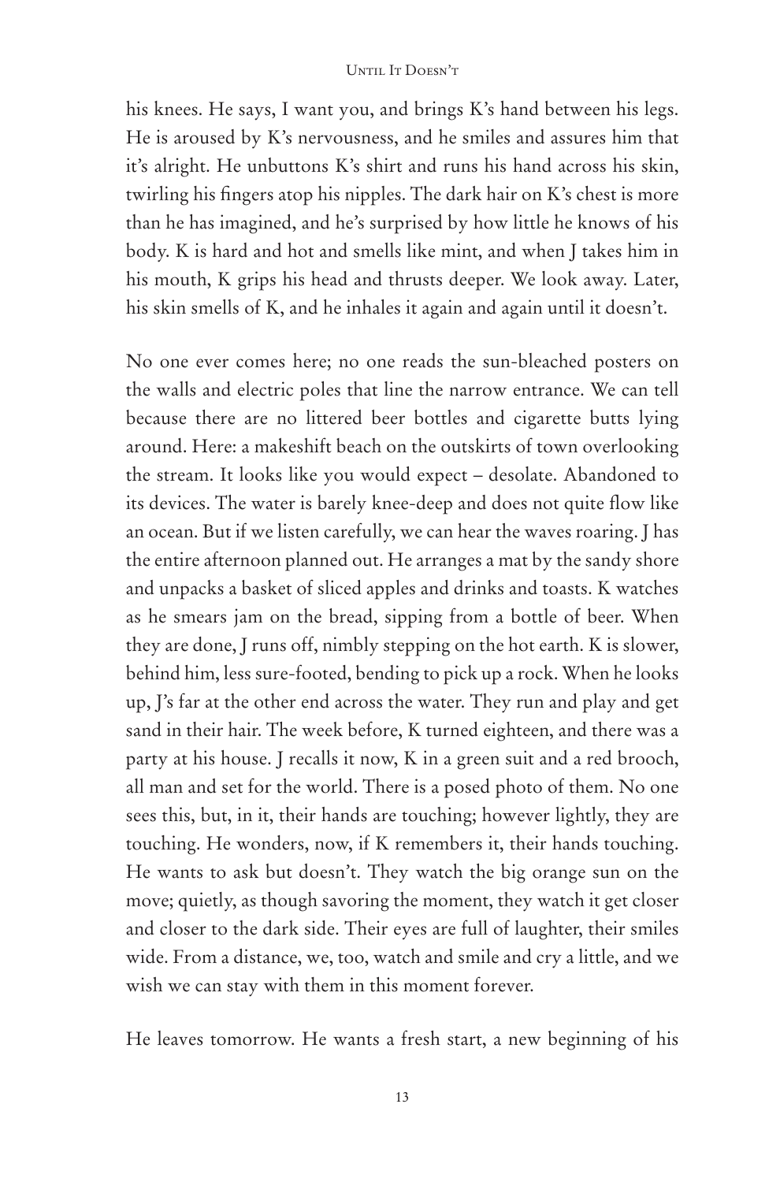his knees. He says, I want you, and brings K's hand between his legs. He is aroused by K's nervousness, and he smiles and assures him that it's alright. He unbuttons K's shirt and runs his hand across his skin, twirling his fingers atop his nipples. The dark hair on K's chest is more than he has imagined, and he's surprised by how little he knows of his body. K is hard and hot and smells like mint, and when J takes him in his mouth, K grips his head and thrusts deeper. We look away. Later, his skin smells of K, and he inhales it again and again until it doesn't.

No one ever comes here; no one reads the sun-bleached posters on the walls and electric poles that line the narrow entrance. We can tell because there are no littered beer bottles and cigarette butts lying around. Here: a makeshift beach on the outskirts of town overlooking the stream. It looks like you would expect – desolate. Abandoned to its devices. The water is barely knee-deep and does not quite flow like an ocean. But if we listen carefully, we can hear the waves roaring. J has the entire afternoon planned out. He arranges a mat by the sandy shore and unpacks a basket of sliced apples and drinks and toasts. K watches as he smears jam on the bread, sipping from a bottle of beer. When they are done, J runs off, nimbly stepping on the hot earth. K is slower, behind him, less sure-footed, bending to pick up a rock. When he looks up, J's far at the other end across the water. They run and play and get sand in their hair. The week before, K turned eighteen, and there was a party at his house. J recalls it now, K in a green suit and a red brooch, all man and set for the world. There is a posed photo of them. No one sees this, but, in it, their hands are touching; however lightly, they are touching. He wonders, now, if K remembers it, their hands touching. He wants to ask but doesn't. They watch the big orange sun on the move; quietly, as though savoring the moment, they watch it get closer and closer to the dark side. Their eyes are full of laughter, their smiles wide. From a distance, we, too, watch and smile and cry a little, and we wish we can stay with them in this moment forever.

He leaves tomorrow. He wants a fresh start, a new beginning of his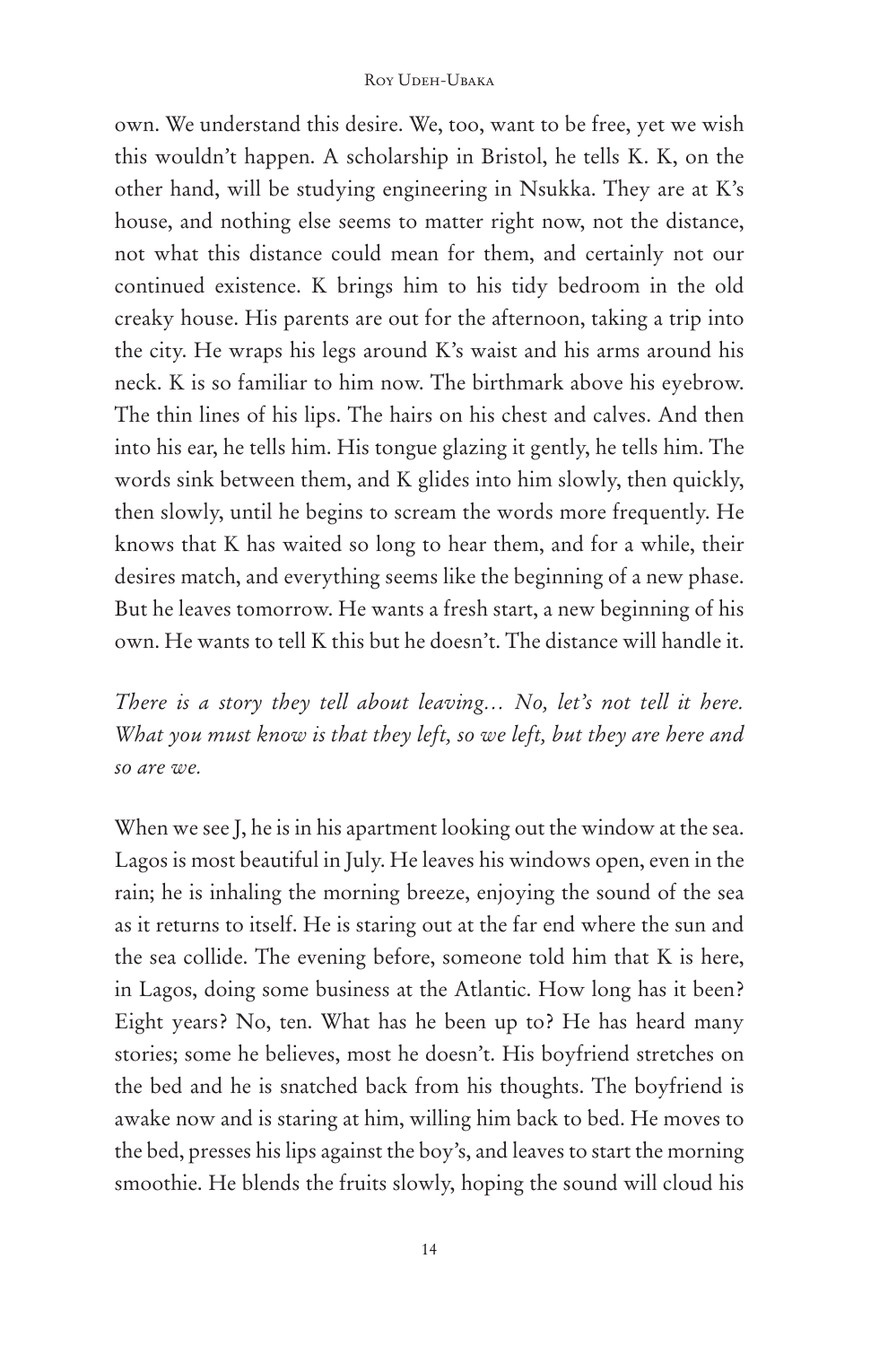own. We understand this desire. We, too, want to be free, yet we wish this wouldn't happen. A scholarship in Bristol, he tells K. K, on the other hand, will be studying engineering in Nsukka. They are at K's house, and nothing else seems to matter right now, not the distance, not what this distance could mean for them, and certainly not our continued existence. K brings him to his tidy bedroom in the old creaky house. His parents are out for the afternoon, taking a trip into the city. He wraps his legs around K's waist and his arms around his neck. K is so familiar to him now. The birthmark above his eyebrow. The thin lines of his lips. The hairs on his chest and calves. And then into his ear, he tells him. His tongue glazing it gently, he tells him. The words sink between them, and K glides into him slowly, then quickly, then slowly, until he begins to scream the words more frequently. He knows that K has waited so long to hear them, and for a while, their desires match, and everything seems like the beginning of a new phase. But he leaves tomorrow. He wants a fresh start, a new beginning of his own. He wants to tell K this but he doesn't. The distance will handle it.

*There is a story they tell about leaving… No, let's not tell it here. What you must know is that they left, so we left, but they are here and so are we.*

When we see J, he is in his apartment looking out the window at the sea. Lagos is most beautiful in July. He leaves his windows open, even in the rain; he is inhaling the morning breeze, enjoying the sound of the sea as it returns to itself. He is staring out at the far end where the sun and the sea collide. The evening before, someone told him that K is here, in Lagos, doing some business at the Atlantic. How long has it been? Eight years? No, ten. What has he been up to? He has heard many stories; some he believes, most he doesn't. His boyfriend stretches on the bed and he is snatched back from his thoughts. The boyfriend is awake now and is staring at him, willing him back to bed. He moves to the bed, presses his lips against the boy's, and leaves to start the morning smoothie. He blends the fruits slowly, hoping the sound will cloud his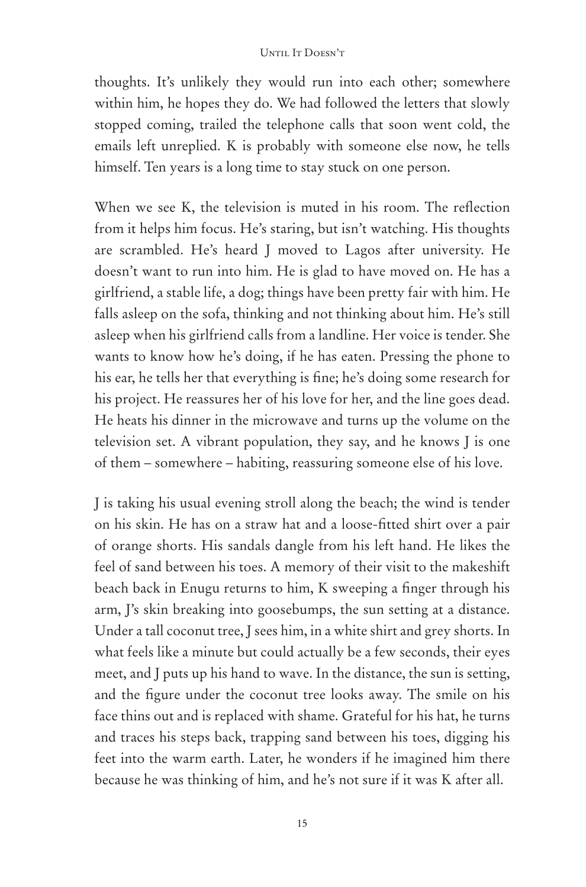thoughts. It's unlikely they would run into each other; somewhere within him, he hopes they do. We had followed the letters that slowly stopped coming, trailed the telephone calls that soon went cold, the emails left unreplied. K is probably with someone else now, he tells himself. Ten years is a long time to stay stuck on one person.

When we see K, the television is muted in his room. The reflection from it helps him focus. He's staring, but isn't watching. His thoughts are scrambled. He's heard J moved to Lagos after university. He doesn't want to run into him. He is glad to have moved on. He has a girlfriend, a stable life, a dog; things have been pretty fair with him. He falls asleep on the sofa, thinking and not thinking about him. He's still asleep when his girlfriend calls from a landline. Her voice is tender. She wants to know how he's doing, if he has eaten. Pressing the phone to his ear, he tells her that everything is fine; he's doing some research for his project. He reassures her of his love for her, and the line goes dead. He heats his dinner in the microwave and turns up the volume on the television set. A vibrant population, they say, and he knows J is one of them – somewhere – habiting, reassuring someone else of his love.

J is taking his usual evening stroll along the beach; the wind is tender on his skin. He has on a straw hat and a loose-fitted shirt over a pair of orange shorts. His sandals dangle from his left hand. He likes the feel of sand between his toes. A memory of their visit to the makeshift beach back in Enugu returns to him, K sweeping a finger through his arm, J's skin breaking into goosebumps, the sun setting at a distance. Under a tall coconut tree, J sees him, in a white shirt and grey shorts. In what feels like a minute but could actually be a few seconds, their eyes meet, and J puts up his hand to wave. In the distance, the sun is setting, and the figure under the coconut tree looks away. The smile on his face thins out and is replaced with shame. Grateful for his hat, he turns and traces his steps back, trapping sand between his toes, digging his feet into the warm earth. Later, he wonders if he imagined him there because he was thinking of him, and he's not sure if it was K after all.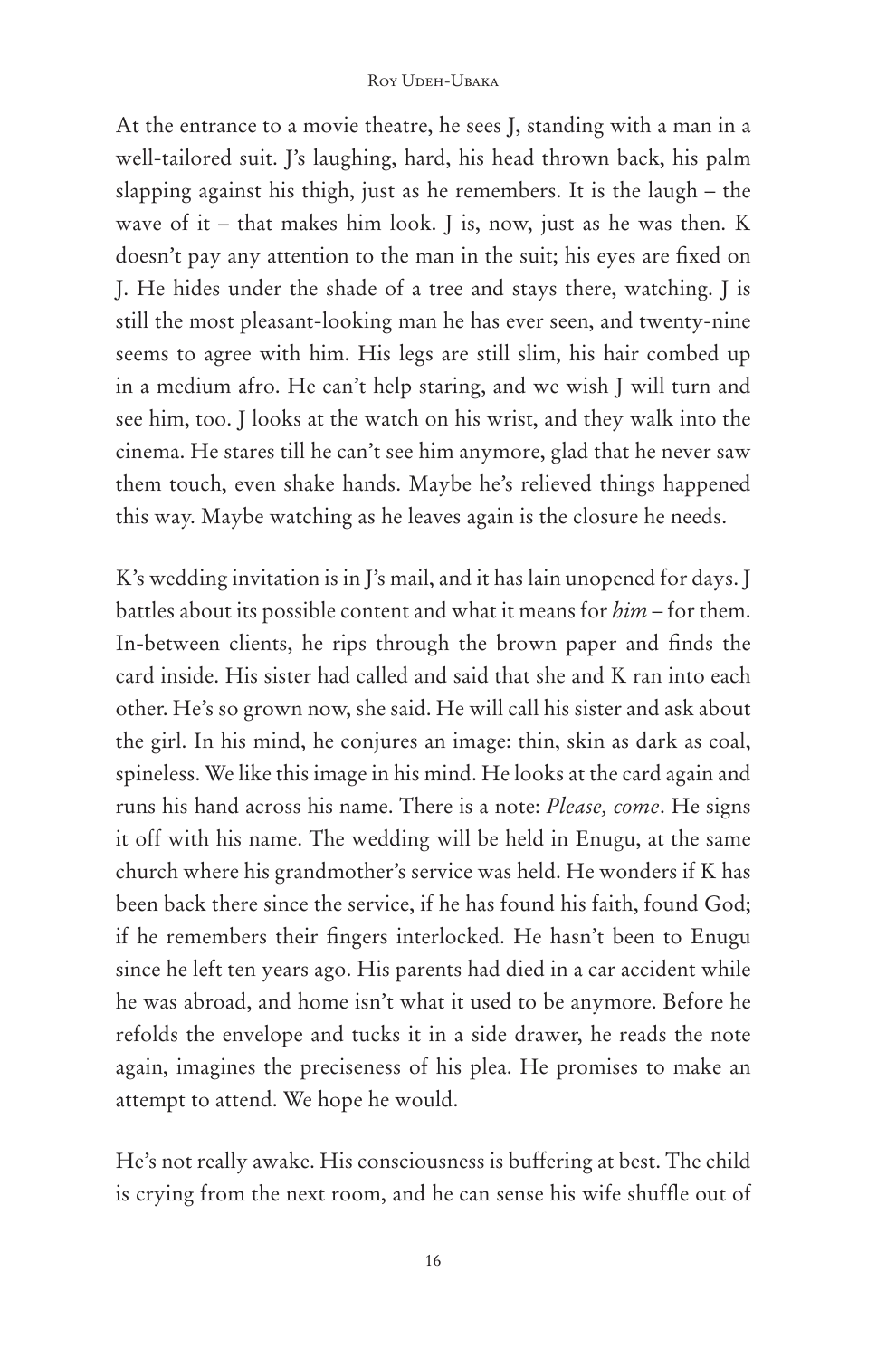At the entrance to a movie theatre, he sees J, standing with a man in a well-tailored suit. J's laughing, hard, his head thrown back, his palm slapping against his thigh, just as he remembers. It is the laugh – the wave of it – that makes him look. J is, now, just as he was then. K doesn't pay any attention to the man in the suit; his eyes are fixed on J. He hides under the shade of a tree and stays there, watching. J is still the most pleasant-looking man he has ever seen, and twenty-nine seems to agree with him. His legs are still slim, his hair combed up in a medium afro. He can't help staring, and we wish J will turn and see him, too. J looks at the watch on his wrist, and they walk into the cinema. He stares till he can't see him anymore, glad that he never saw them touch, even shake hands. Maybe he's relieved things happened this way. Maybe watching as he leaves again is the closure he needs.

K's wedding invitation is in J's mail, and it has lain unopened for days. J battles about its possible content and what it means for *him* – for them. In-between clients, he rips through the brown paper and finds the card inside. His sister had called and said that she and K ran into each other. He's so grown now, she said. He will call his sister and ask about the girl. In his mind, he conjures an image: thin, skin as dark as coal, spineless. We like this image in his mind. He looks at the card again and runs his hand across his name. There is a note: *Please, come*. He signs it off with his name. The wedding will be held in Enugu, at the same church where his grandmother's service was held. He wonders if K has been back there since the service, if he has found his faith, found God; if he remembers their fingers interlocked. He hasn't been to Enugu since he left ten years ago. His parents had died in a car accident while he was abroad, and home isn't what it used to be anymore. Before he refolds the envelope and tucks it in a side drawer, he reads the note again, imagines the preciseness of his plea. He promises to make an attempt to attend. We hope he would.

He's not really awake. His consciousness is buffering at best. The child is crying from the next room, and he can sense his wife shuffle out of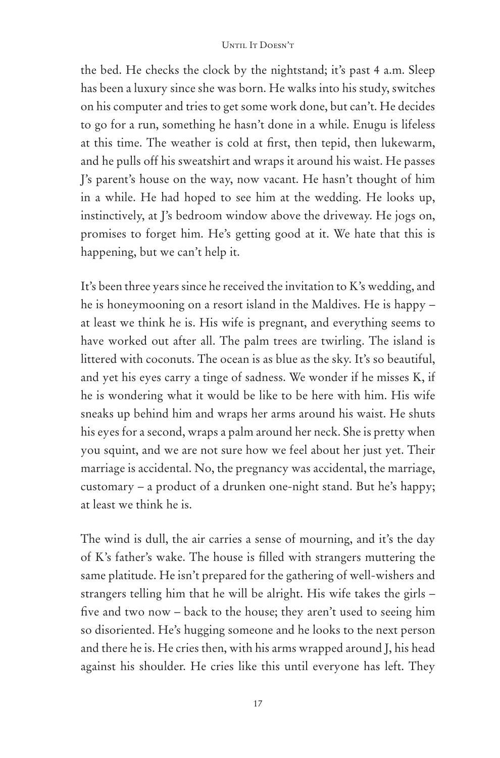the bed. He checks the clock by the nightstand; it's past 4 a.m. Sleep has been a luxury since she was born. He walks into his study, switches on his computer and tries to get some work done, but can't. He decides to go for a run, something he hasn't done in a while. Enugu is lifeless at this time. The weather is cold at first, then tepid, then lukewarm, and he pulls off his sweatshirt and wraps it around his waist. He passes J's parent's house on the way, now vacant. He hasn't thought of him in a while. He had hoped to see him at the wedding. He looks up, instinctively, at J's bedroom window above the driveway. He jogs on, promises to forget him. He's getting good at it. We hate that this is happening, but we can't help it.

It's been three years since he received the invitation to K's wedding, and he is honeymooning on a resort island in the Maldives. He is happy – at least we think he is. His wife is pregnant, and everything seems to have worked out after all. The palm trees are twirling. The island is littered with coconuts. The ocean is as blue as the sky. It's so beautiful, and yet his eyes carry a tinge of sadness. We wonder if he misses K, if he is wondering what it would be like to be here with him. His wife sneaks up behind him and wraps her arms around his waist. He shuts his eyes for a second, wraps a palm around her neck. She is pretty when you squint, and we are not sure how we feel about her just yet. Their marriage is accidental. No, the pregnancy was accidental, the marriage, customary – a product of a drunken one-night stand. But he's happy; at least we think he is.

The wind is dull, the air carries a sense of mourning, and it's the day of K's father's wake. The house is filled with strangers muttering the same platitude. He isn't prepared for the gathering of well-wishers and strangers telling him that he will be alright. His wife takes the girls – five and two now – back to the house; they aren't used to seeing him so disoriented. He's hugging someone and he looks to the next person and there he is. He cries then, with his arms wrapped around J, his head against his shoulder. He cries like this until everyone has left. They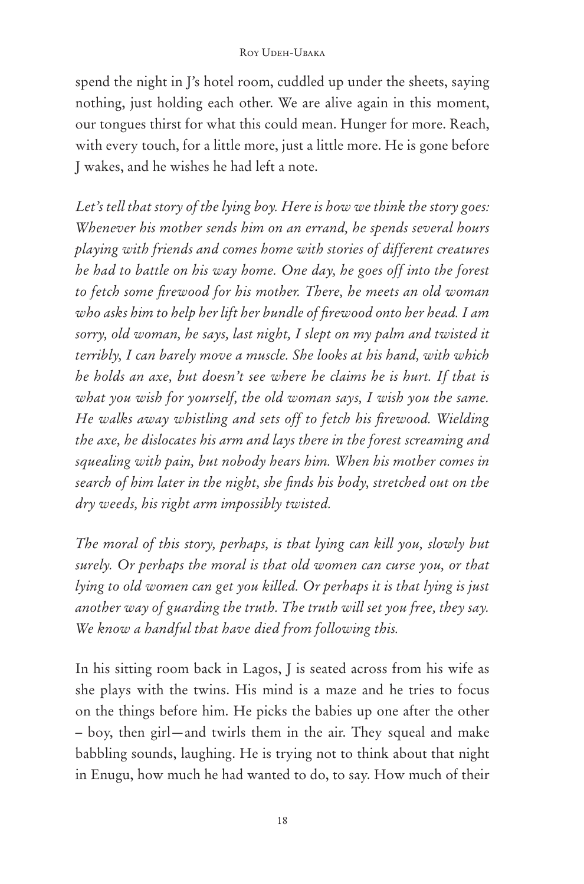spend the night in J's hotel room, cuddled up under the sheets, saying nothing, just holding each other. We are alive again in this moment, our tongues thirst for what this could mean. Hunger for more. Reach, with every touch, for a little more, just a little more. He is gone before J wakes, and he wishes he had left a note.

*Let's tell that story of the lying boy. Here is how we think the story goes: Whenever his mother sends him on an errand, he spends several hours playing with friends and comes home with stories of different creatures he had to battle on his way home. One day, he goes off into the forest to fetch some firewood for his mother. There, he meets an old woman who asks him to help her lift her bundle of firewood onto her head. I am sorry, old woman, he says, last night, I slept on my palm and twisted it terribly, I can barely move a muscle. She looks at his hand, with which he holds an axe, but doesn't see where he claims he is hurt. If that is what you wish for yourself, the old woman says, I wish you the same. He walks away whistling and sets off to fetch his firewood. Wielding the axe, he dislocates his arm and lays there in the forest screaming and squealing with pain, but nobody hears him. When his mother comes in search of him later in the night, she finds his body, stretched out on the dry weeds, his right arm impossibly twisted.*

*The moral of this story, perhaps, is that lying can kill you, slowly but surely. Or perhaps the moral is that old women can curse you, or that lying to old women can get you killed. Or perhaps it is that lying is just another way of guarding the truth. The truth will set you free, they say. We know a handful that have died from following this.*

In his sitting room back in Lagos, J is seated across from his wife as she plays with the twins. His mind is a maze and he tries to focus on the things before him. He picks the babies up one after the other – boy, then girl—and twirls them in the air. They squeal and make babbling sounds, laughing. He is trying not to think about that night in Enugu, how much he had wanted to do, to say. How much of their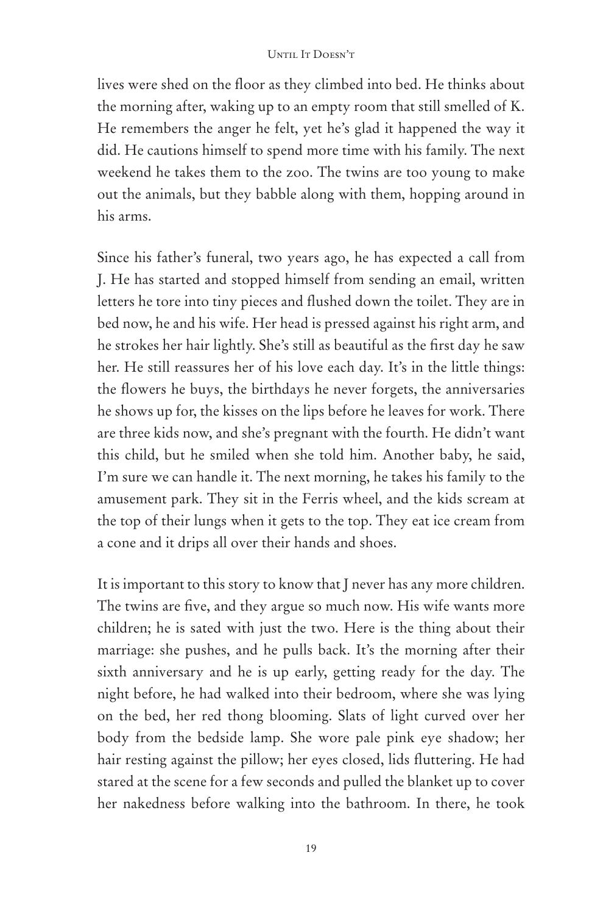lives were shed on the floor as they climbed into bed. He thinks about the morning after, waking up to an empty room that still smelled of K. He remembers the anger he felt, yet he's glad it happened the way it did. He cautions himself to spend more time with his family. The next weekend he takes them to the zoo. The twins are too young to make out the animals, but they babble along with them, hopping around in his arms.

Since his father's funeral, two years ago, he has expected a call from J. He has started and stopped himself from sending an email, written letters he tore into tiny pieces and flushed down the toilet. They are in bed now, he and his wife. Her head is pressed against his right arm, and he strokes her hair lightly. She's still as beautiful as the first day he saw her. He still reassures her of his love each day. It's in the little things: the flowers he buys, the birthdays he never forgets, the anniversaries he shows up for, the kisses on the lips before he leaves for work. There are three kids now, and she's pregnant with the fourth. He didn't want this child, but he smiled when she told him. Another baby, he said, I'm sure we can handle it. The next morning, he takes his family to the amusement park. They sit in the Ferris wheel, and the kids scream at the top of their lungs when it gets to the top. They eat ice cream from a cone and it drips all over their hands and shoes.

It is important to this story to know that J never has any more children. The twins are five, and they argue so much now. His wife wants more children; he is sated with just the two. Here is the thing about their marriage: she pushes, and he pulls back. It's the morning after their sixth anniversary and he is up early, getting ready for the day. The night before, he had walked into their bedroom, where she was lying on the bed, her red thong blooming. Slats of light curved over her body from the bedside lamp. She wore pale pink eye shadow; her hair resting against the pillow; her eyes closed, lids fluttering. He had stared at the scene for a few seconds and pulled the blanket up to cover her nakedness before walking into the bathroom. In there, he took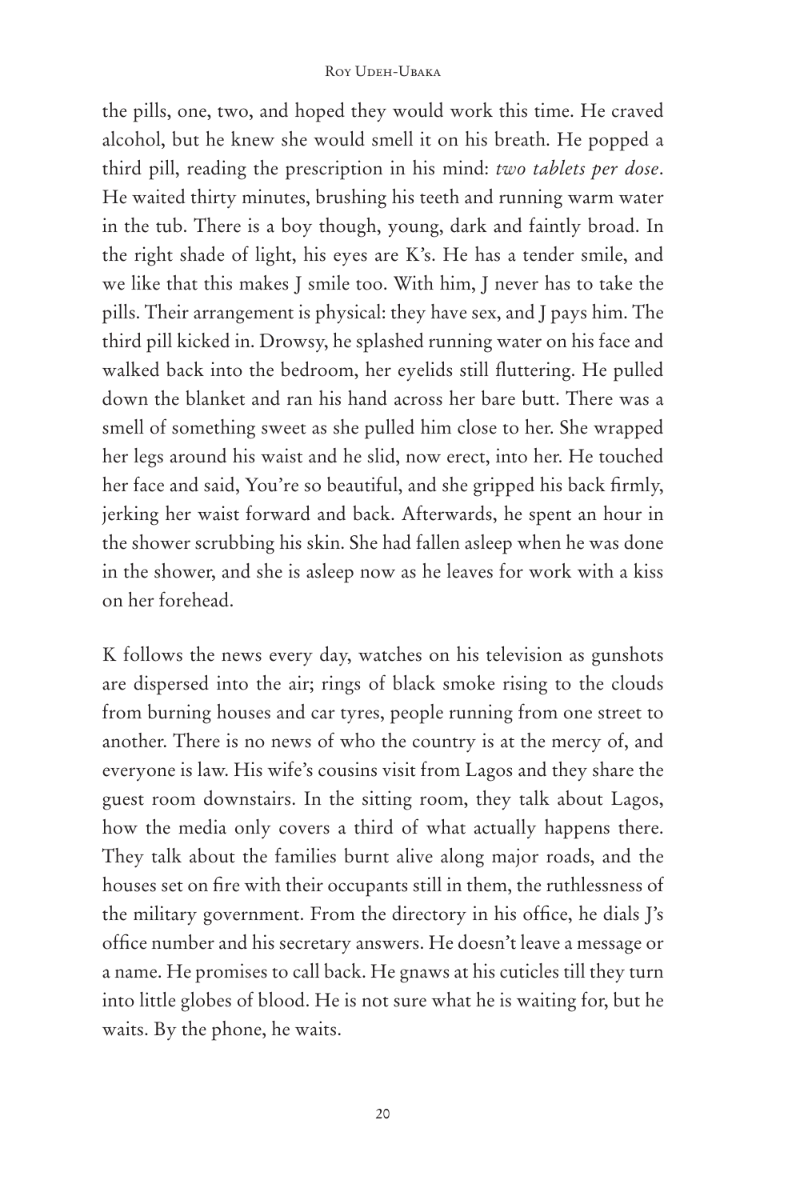the pills, one, two, and hoped they would work this time. He craved alcohol, but he knew she would smell it on his breath. He popped a third pill, reading the prescription in his mind: *two tablets per dose*. He waited thirty minutes, brushing his teeth and running warm water in the tub. There is a boy though, young, dark and faintly broad. In the right shade of light, his eyes are K's. He has a tender smile, and we like that this makes J smile too. With him, J never has to take the pills. Their arrangement is physical: they have sex, and J pays him. The third pill kicked in. Drowsy, he splashed running water on his face and walked back into the bedroom, her eyelids still fluttering. He pulled down the blanket and ran his hand across her bare butt. There was a smell of something sweet as she pulled him close to her. She wrapped her legs around his waist and he slid, now erect, into her. He touched her face and said, You're so beautiful, and she gripped his back firmly, jerking her waist forward and back. Afterwards, he spent an hour in the shower scrubbing his skin. She had fallen asleep when he was done in the shower, and she is asleep now as he leaves for work with a kiss on her forehead.

K follows the news every day, watches on his television as gunshots are dispersed into the air; rings of black smoke rising to the clouds from burning houses and car tyres, people running from one street to another. There is no news of who the country is at the mercy of, and everyone is law. His wife's cousins visit from Lagos and they share the guest room downstairs. In the sitting room, they talk about Lagos, how the media only covers a third of what actually happens there. They talk about the families burnt alive along major roads, and the houses set on fire with their occupants still in them, the ruthlessness of the military government. From the directory in his office, he dials J's office number and his secretary answers. He doesn't leave a message or a name. He promises to call back. He gnaws at his cuticles till they turn into little globes of blood. He is not sure what he is waiting for, but he waits. By the phone, he waits.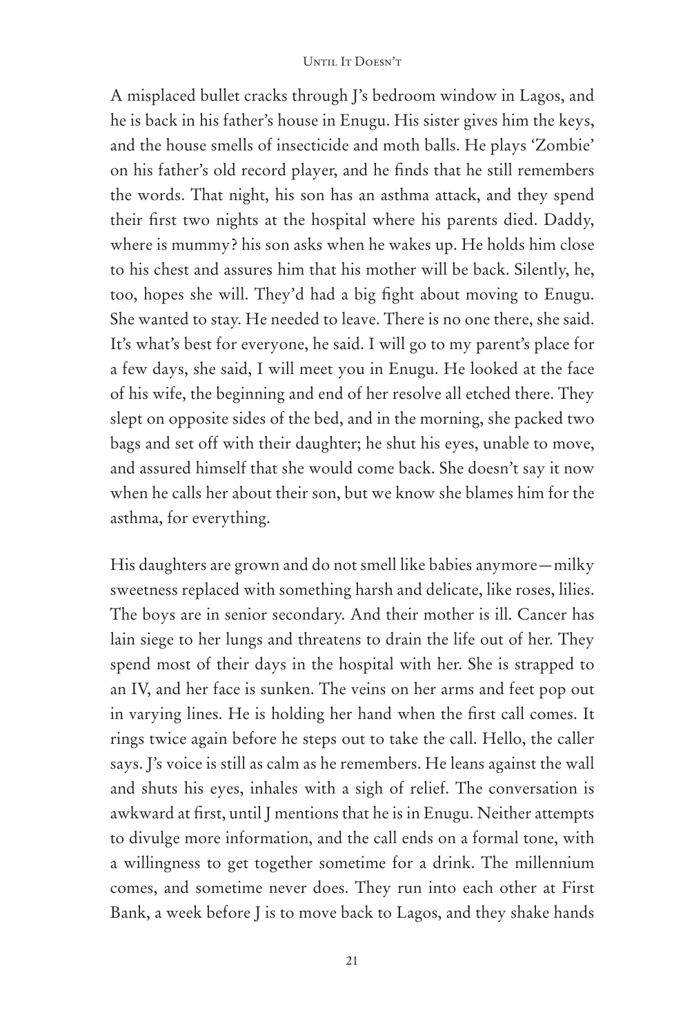A misplaced bullet cracks through J's bedroom window in Lagos, and he is back in his father's house in Enugu. His sister gives him the keys, and the house smells of insecticide and moth balls. He plays 'Zombie' on his father's old record player, and he finds that he still remembers the words. That night, his son has an asthma attack, and they spend their first two nights at the hospital where his parents died. Daddy, where is mummy? his son asks when he wakes up. He holds him close to his chest and assures him that his mother will be back. Silently, he, too, hopes she will. They'd had a big fight about moving to Enugu. She wanted to stay. He needed to leave. There is no one there, she said. It's what's best for everyone, he said. I will go to my parent's place for a few days, she said, I will meet you in Enugu. He looked at the face of his wife, the beginning and end of her resolve all etched there. They slept on opposite sides of the bed, and in the morning, she packed two bags and set off with their daughter; he shut his eyes, unable to move, and assured himself that she would come back. She doesn't say it now when he calls her about their son, but we know she blames him for the asthma, for everything.

His daughters are grown and do not smell like babies anymore—milky sweetness replaced with something harsh and delicate, like roses, lilies. The boys are in senior secondary. And their mother is ill. Cancer has lain siege to her lungs and threatens to drain the life out of her. They spend most of their days in the hospital with her. She is strapped to an IV, and her face is sunken. The veins on her arms and feet pop out in varying lines. He is holding her hand when the first call comes. It rings twice again before he steps out to take the call. Hello, the caller says. J's voice is still as calm as he remembers. He leans against the wall and shuts his eyes, inhales with a sigh of relief. The conversation is awkward at first, until J mentions that he is in Enugu. Neither attempts to divulge more information, and the call ends on a formal tone, with a willingness to get together sometime for a drink. The millennium comes, and sometime never does. They run into each other at First Bank, a week before J is to move back to Lagos, and they shake hands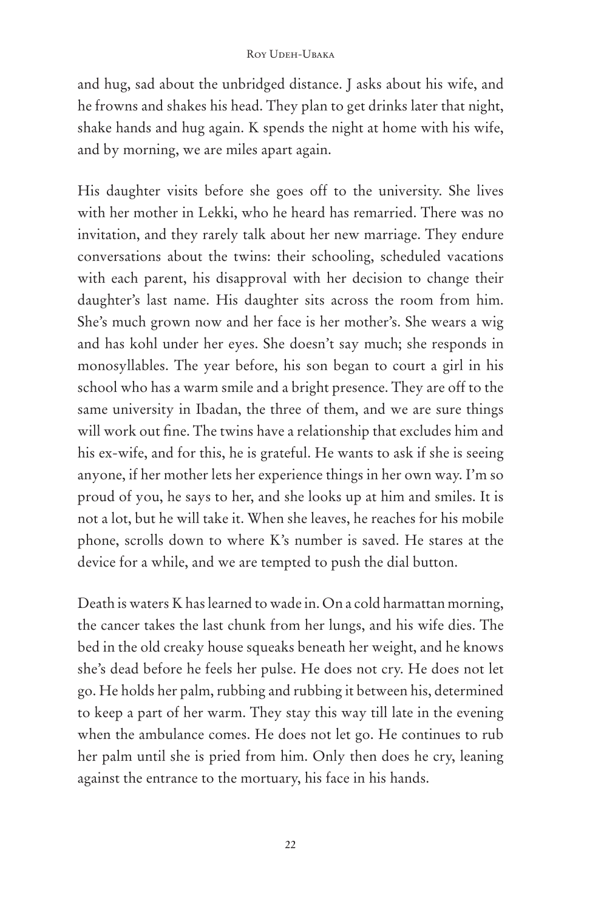and hug, sad about the unbridged distance. J asks about his wife, and he frowns and shakes his head. They plan to get drinks later that night, shake hands and hug again. K spends the night at home with his wife, and by morning, we are miles apart again.

His daughter visits before she goes off to the university. She lives with her mother in Lekki, who he heard has remarried. There was no invitation, and they rarely talk about her new marriage. They endure conversations about the twins: their schooling, scheduled vacations with each parent, his disapproval with her decision to change their daughter's last name. His daughter sits across the room from him. She's much grown now and her face is her mother's. She wears a wig and has kohl under her eyes. She doesn't say much; she responds in monosyllables. The year before, his son began to court a girl in his school who has a warm smile and a bright presence. They are off to the same university in Ibadan, the three of them, and we are sure things will work out fine. The twins have a relationship that excludes him and his ex-wife, and for this, he is grateful. He wants to ask if she is seeing anyone, if her mother lets her experience things in her own way. I'm so proud of you, he says to her, and she looks up at him and smiles. It is not a lot, but he will take it. When she leaves, he reaches for his mobile phone, scrolls down to where K's number is saved. He stares at the device for a while, and we are tempted to push the dial button.

Death is waters K has learned to wade in. On a cold harmattan morning, the cancer takes the last chunk from her lungs, and his wife dies. The bed in the old creaky house squeaks beneath her weight, and he knows she's dead before he feels her pulse. He does not cry. He does not let go. He holds her palm, rubbing and rubbing it between his, determined to keep a part of her warm. They stay this way till late in the evening when the ambulance comes. He does not let go. He continues to rub her palm until she is pried from him. Only then does he cry, leaning against the entrance to the mortuary, his face in his hands.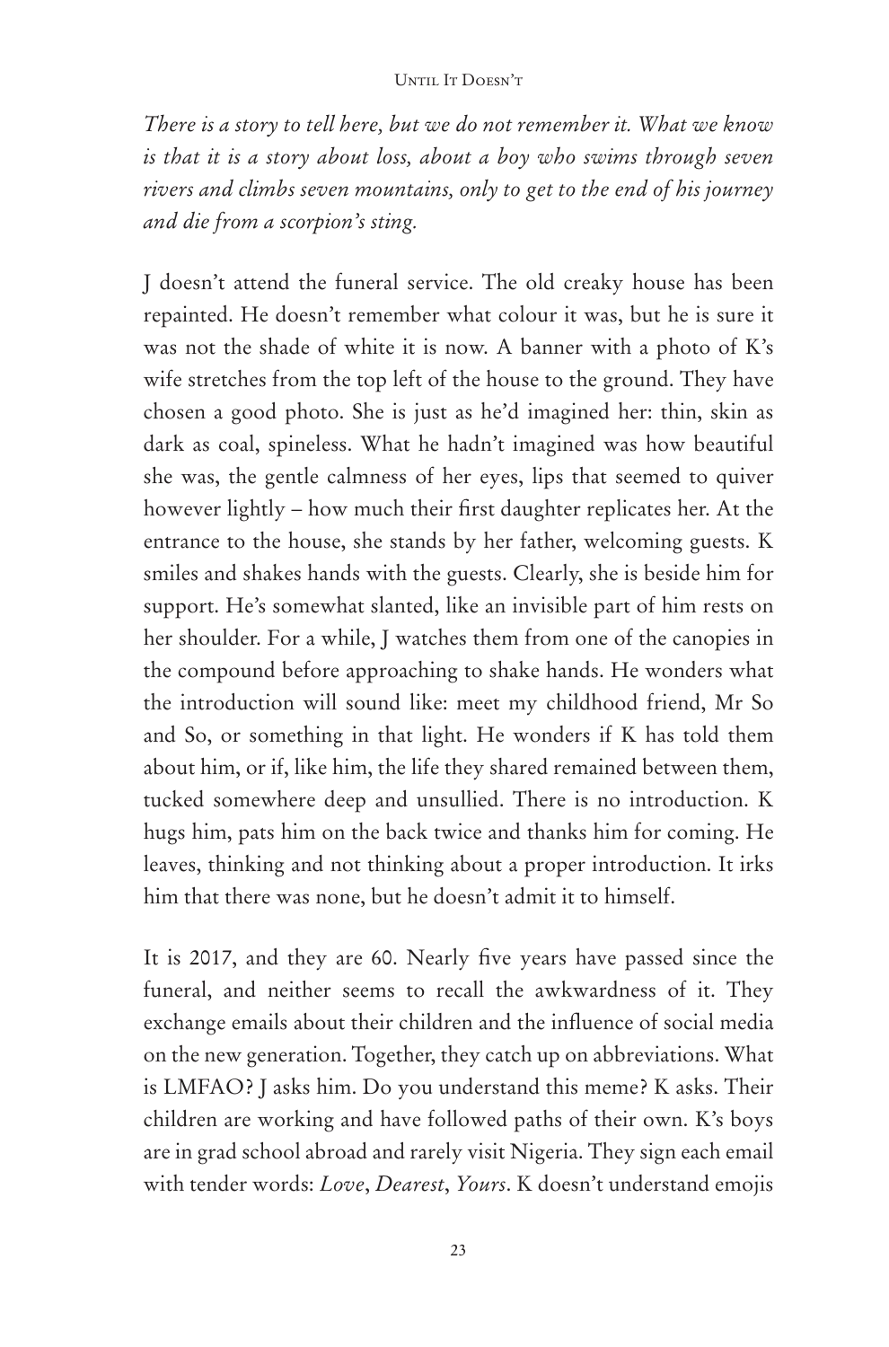*There is a story to tell here, but we do not remember it. What we know is that it is a story about loss, about a boy who swims through seven rivers and climbs seven mountains, only to get to the end of his journey and die from a scorpion's sting.*

J doesn't attend the funeral service. The old creaky house has been repainted. He doesn't remember what colour it was, but he is sure it was not the shade of white it is now. A banner with a photo of K's wife stretches from the top left of the house to the ground. They have chosen a good photo. She is just as he'd imagined her: thin, skin as dark as coal, spineless. What he hadn't imagined was how beautiful she was, the gentle calmness of her eyes, lips that seemed to quiver however lightly – how much their first daughter replicates her. At the entrance to the house, she stands by her father, welcoming guests. K smiles and shakes hands with the guests. Clearly, she is beside him for support. He's somewhat slanted, like an invisible part of him rests on her shoulder. For a while, J watches them from one of the canopies in the compound before approaching to shake hands. He wonders what the introduction will sound like: meet my childhood friend, Mr So and So, or something in that light. He wonders if K has told them about him, or if, like him, the life they shared remained between them, tucked somewhere deep and unsullied. There is no introduction. K hugs him, pats him on the back twice and thanks him for coming. He leaves, thinking and not thinking about a proper introduction. It irks him that there was none, but he doesn't admit it to himself.

It is 2017, and they are 60. Nearly five years have passed since the funeral, and neither seems to recall the awkwardness of it. They exchange emails about their children and the influence of social media on the new generation. Together, they catch up on abbreviations. What is LMFAO? J asks him. Do you understand this meme? K asks. Their children are working and have followed paths of their own. K's boys are in grad school abroad and rarely visit Nigeria. They sign each email with tender words: *Love*, *Dearest*, *Yours*. K doesn't understand emojis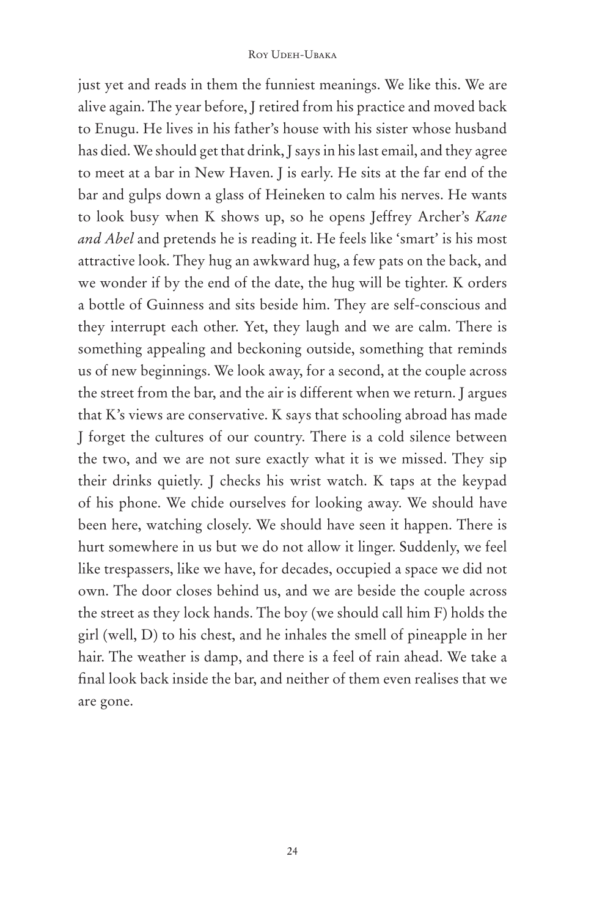just yet and reads in them the funniest meanings. We like this. We are alive again. The year before, J retired from his practice and moved back to Enugu. He lives in his father's house with his sister whose husband has died. We should get that drink, J says in his last email, and they agree to meet at a bar in New Haven. J is early. He sits at the far end of the bar and gulps down a glass of Heineken to calm his nerves. He wants to look busy when K shows up, so he opens Jeffrey Archer's *Kane and Abel* and pretends he is reading it. He feels like 'smart' is his most attractive look. They hug an awkward hug, a few pats on the back, and we wonder if by the end of the date, the hug will be tighter. K orders a bottle of Guinness and sits beside him. They are self-conscious and they interrupt each other. Yet, they laugh and we are calm. There is something appealing and beckoning outside, something that reminds us of new beginnings. We look away, for a second, at the couple across the street from the bar, and the air is different when we return. J argues that K's views are conservative. K says that schooling abroad has made J forget the cultures of our country. There is a cold silence between the two, and we are not sure exactly what it is we missed. They sip their drinks quietly. J checks his wrist watch. K taps at the keypad of his phone. We chide ourselves for looking away. We should have been here, watching closely. We should have seen it happen. There is hurt somewhere in us but we do not allow it linger. Suddenly, we feel like trespassers, like we have, for decades, occupied a space we did not own. The door closes behind us, and we are beside the couple across the street as they lock hands. The boy (we should call him F) holds the girl (well, D) to his chest, and he inhales the smell of pineapple in her hair. The weather is damp, and there is a feel of rain ahead. We take a final look back inside the bar, and neither of them even realises that we are gone.